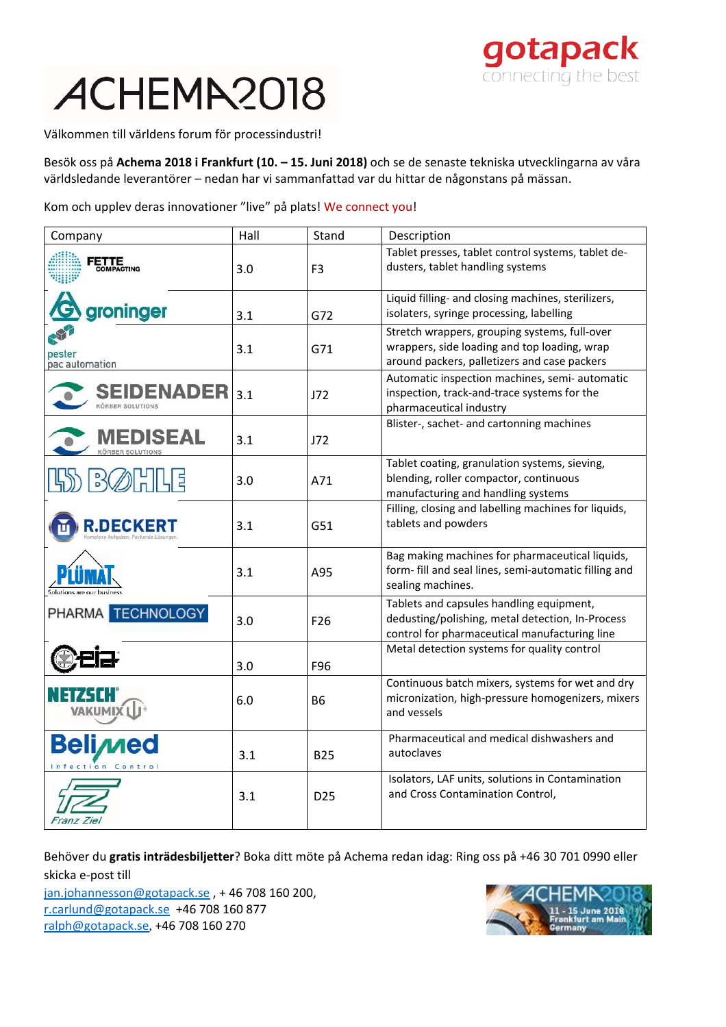# ACHEMA2018

gotapack
connecting the best

Välkommen till världens forum för processindustri!

Besök oss på **Achema 2018 i Frankfurt (10. – 15. Juni 2018)** och se de senaste tekniska utvecklingarna av våra världsledande leverantörer – nedan har vi sammanfattad var du hittar de någonstans på mässan.

Kom och upplev deras innovationer ”live” på plats! We connect you!

| Company | Hall | Stand | Description |
|---|---|---|---|
| FETTE COMPACTING | 3.0 | F3 | Tablet presses, tablet control systems, tablet de-dusters, tablet handling systems |
| groninger | 3.1 | G72 | Liquid filling- and closing machines, sterilizers, isolaters, syringe processing, labelling |
| pester pac automation | 3.1 | G71 | Stretch wrappers, grouping systems, full-over wrappers, side loading and top loading, wrap around packers, palletizers and case packers |
| SEIDENADER KÖRBER SOLUTIONS | 3.1 | J72 | Automatic inspection machines, semi- automatic inspection, track-and-trace systems for the pharmaceutical industry |
| MEDISEAL KÖRBER SOLUTIONS | 3.1 | J72 | Blister-, sachet- and cartonning machines |
| LB BOHLE | 3.0 | A71 | Tablet coating, granulation systems, sieving, blending, roller compactor, continuous manufacturing and handling systems |
| R.DECKERT | 3.1 | G51 | Filling, closing and labelling machines for liquids, tablets and powders |
| PLÜMAT Solutions are our business | 3.1 | A95 | Bag making machines for pharmaceutical liquids, form- fill and seal lines, semi-automatic filling and sealing machines. |
| PHARMA TECHNOLOGY | 3.0 | F26 | Tablets and capsules handling equipment, dedusting/polishing, metal detection, In-Process control for pharmaceutical manufacturing line |
| Ceia | 3.0 | F96 | Metal detection systems for quality control |
| NETZSCH VAKUMIX | 6.0 | B6 | Continuous batch mixers, systems for wet and dry micronization, high-pressure homogenizers, mixers and vessels |
| Belimed Infection Control | 3.1 | B25 | Pharmaceutical and medical dishwashers and autoclaves |
| Franz Ziel | 3.1 | D25 | Isolators, LAF units, solutions in Contamination and Cross Contamination Control, |

Behöver du **gratis inträdesbiljetter**? Boka ditt möte på Achema redan idag: Ring oss på +46 30 701 0990 eller skicka e-post till
jan.johannesson@gotapack.se , + 46 708 160 200,
r.carlund@gotapack.se +46 708 160 877
ralph@gotapack.se, +46 708 160 270

ACHEMA2018
11 - 15 June 2018
Frankfurt am Main
Germany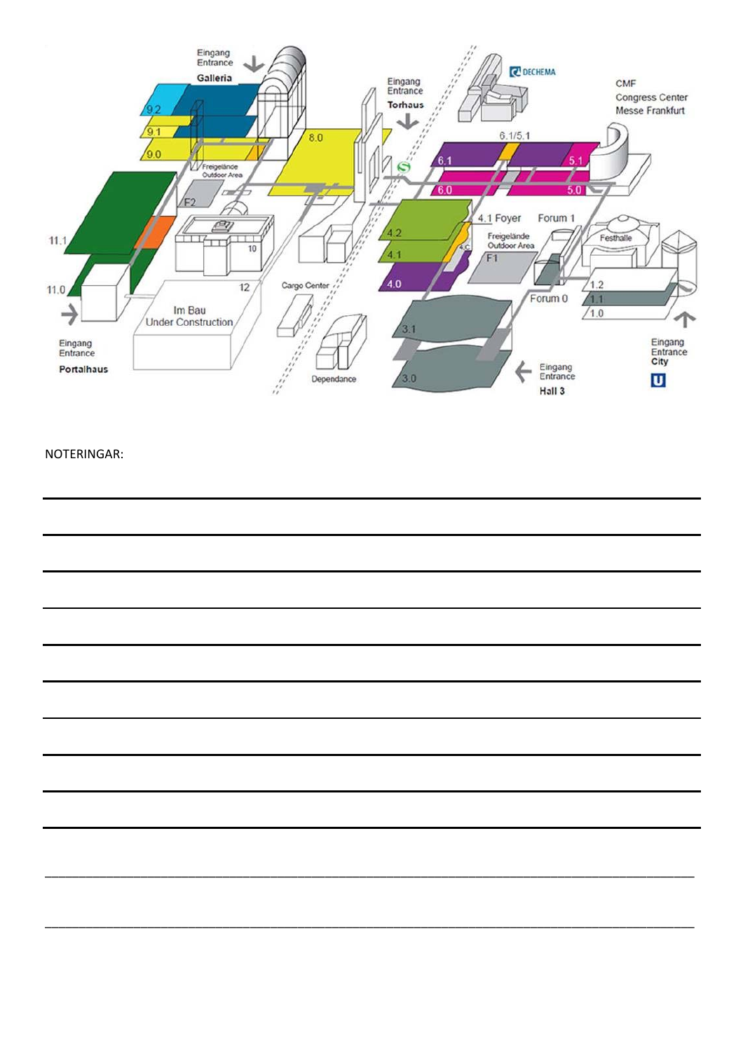Eingang
Entrance
Galleria

Eingang
Entrance
Torhaus

DECHEMA

CMF
Congress Center
Messe Frankfurt

9.2
9.1
9.0
8.0
Freigelände
Outdoor Area
F2
11.1
11.0
10
12
Im Bau
Under Construction
Cargo Center
Dependance

Eingang
Entrance
Portalhaus

6.1/5.1
6.1
5.1
6.0
5.0
4.2
4.1
4.0
4.C
4.1 Foyer
Forum 1
Freigelände
Outdoor Area
F1
Festhalle
Forum 0
1.2
1.1
1.0
3.1
3.0

Eingang
Entrance
Hall 3

Eingang
Entrance
City

NOTERINGAR: